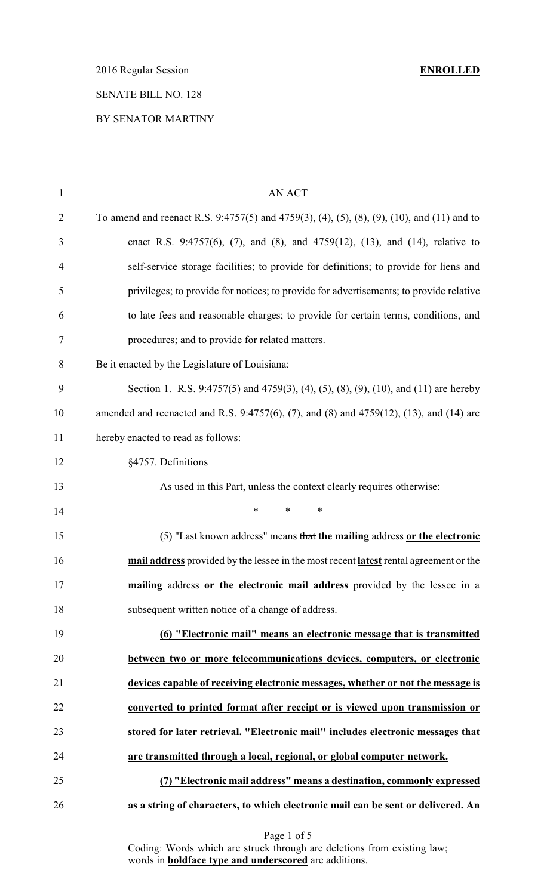2016 Regular Session **ENROLLED**

SENATE BILL NO. 128

BY SENATOR MARTINY

AN ACT

To amend and reenact R.S. 9:4757(5) and 4759(3), (4), (5), (8), (9), (10), and (11) and to enact R.S. 9:4757(6), (7), and (8), and 4759(12), (13), and (14), relative to self-service storage facilities; to provide for definitions; to provide for liens and privileges; to provide for notices; to provide for advertisements; to provide relative to late fees and reasonable charges; to provide for certain terms, conditions, and procedures; and to provide for related matters.

Be it enacted by the Legislature of Louisiana:

Section 1. R.S. 9:4757(5) and 4759(3), (4), (5), (8), (9), (10), and (11) are hereby amended and reenacted and R.S. 9:4757(6), (7), and (8) and 4759(12), (13), and (14) are hereby enacted to read as follows:

§4757. Definitions

As used in this Part, unless the context clearly requires otherwise:

\* \* \*

(5) "Last known address" means ~~that~~ **the mailing** address **or the electronic mail address** provided by the lessee in the ~~most recent~~ **latest** rental agreement or the **mailing** address **or the electronic mail address** provided by the lessee in a subsequent written notice of a change of address.

**(6) "Electronic mail" means an electronic message that is transmitted between two or more telecommunications devices, computers, or electronic devices capable of receiving electronic messages, whether or not the message is converted to printed format after receipt or is viewed upon transmission or stored for later retrieval. "Electronic mail" includes electronic messages that are transmitted through a local, regional, or global computer network.**

**(7) "Electronic mail address" means a destination, commonly expressed as a string of characters, to which electronic mail can be sent or delivered. An**

Coding: Words which are ~~struck through~~ are deletions from existing law; words in **boldface type and underscored** are additions.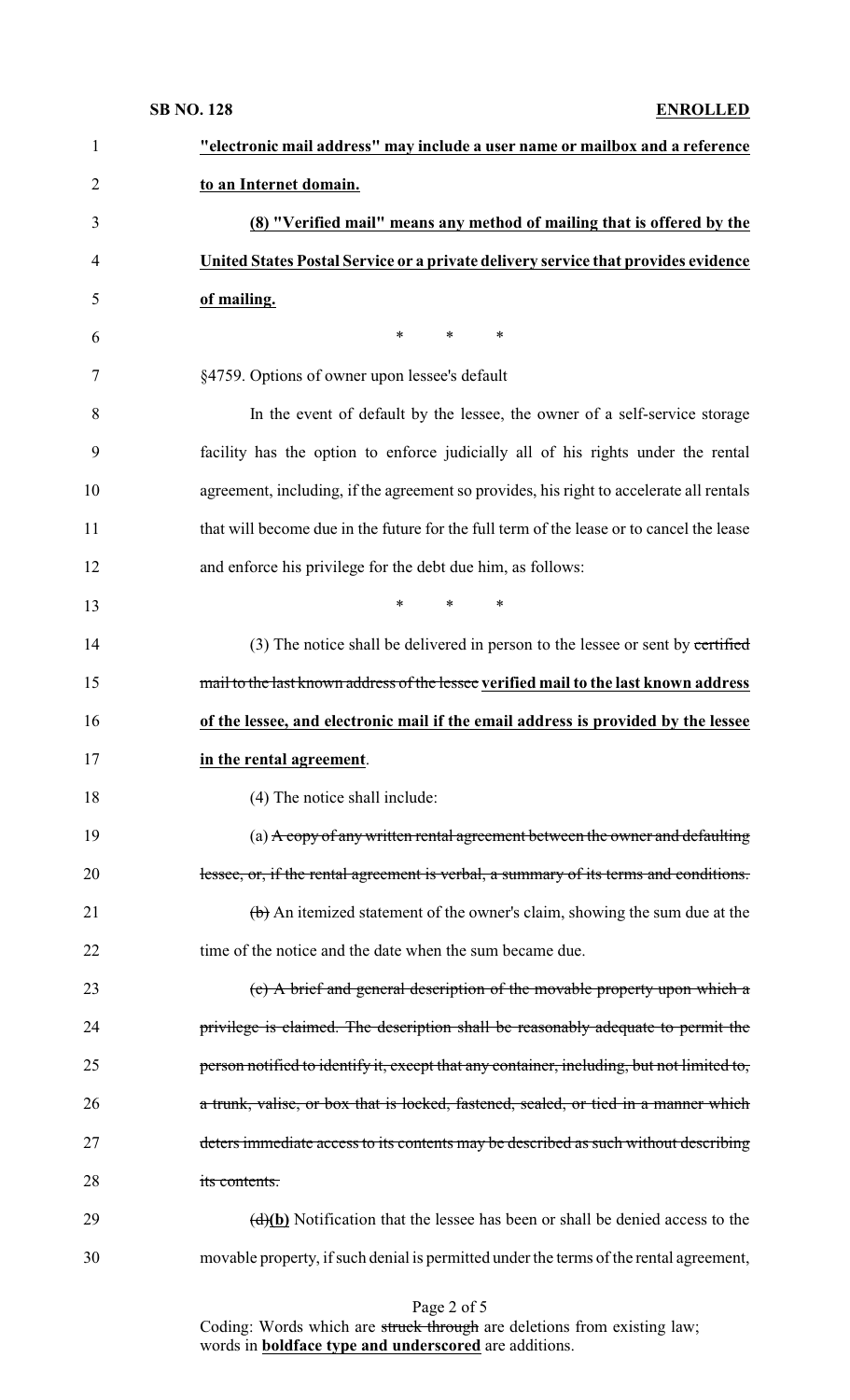**"electronic mail address" may include a user name or mailbox and a reference to an Internet domain.**

**(8) "Verified mail" means any method of mailing that is offered by the United States Postal Service or a private delivery service that provides evidence of mailing.**

\* \* \*

§4759. Options of owner upon lessee's default

In the event of default by the lessee, the owner of a self-service storage facility has the option to enforce judicially all of his rights under the rental agreement, including, if the agreement so provides, his right to accelerate all rentals that will become due in the future for the full term of the lease or to cancel the lease and enforce his privilege for the debt due him, as follows:

\* \* \*

(3) The notice shall be delivered in person to the lessee or sent by ~~certified mail to the last known address of the lessee~~ **verified mail to the last known address of the lessee, and electronic mail if the email address is provided by the lessee in the rental agreement**.

(4) The notice shall include:

(a) ~~A copy of any written rental agreement between the owner and defaulting lessee, or, if the rental agreement is verbal, a summary of its terms and conditions.~~

~~(b)~~ An itemized statement of the owner's claim, showing the sum due at the time of the notice and the date when the sum became due.

~~(c) A brief and general description of the movable property upon which a privilege is claimed. The description shall be reasonably adequate to permit the person notified to identify it, except that any container, including, but not limited to, a trunk, valise, or box that is locked, fastened, sealed, or tied in a manner which deters immediate access to its contents may be described as such without describing its contents.~~

~~(d)~~**(b)** Notification that the lessee has been or shall be denied access to the movable property, if such denial is permitted under the terms of the rental agreement,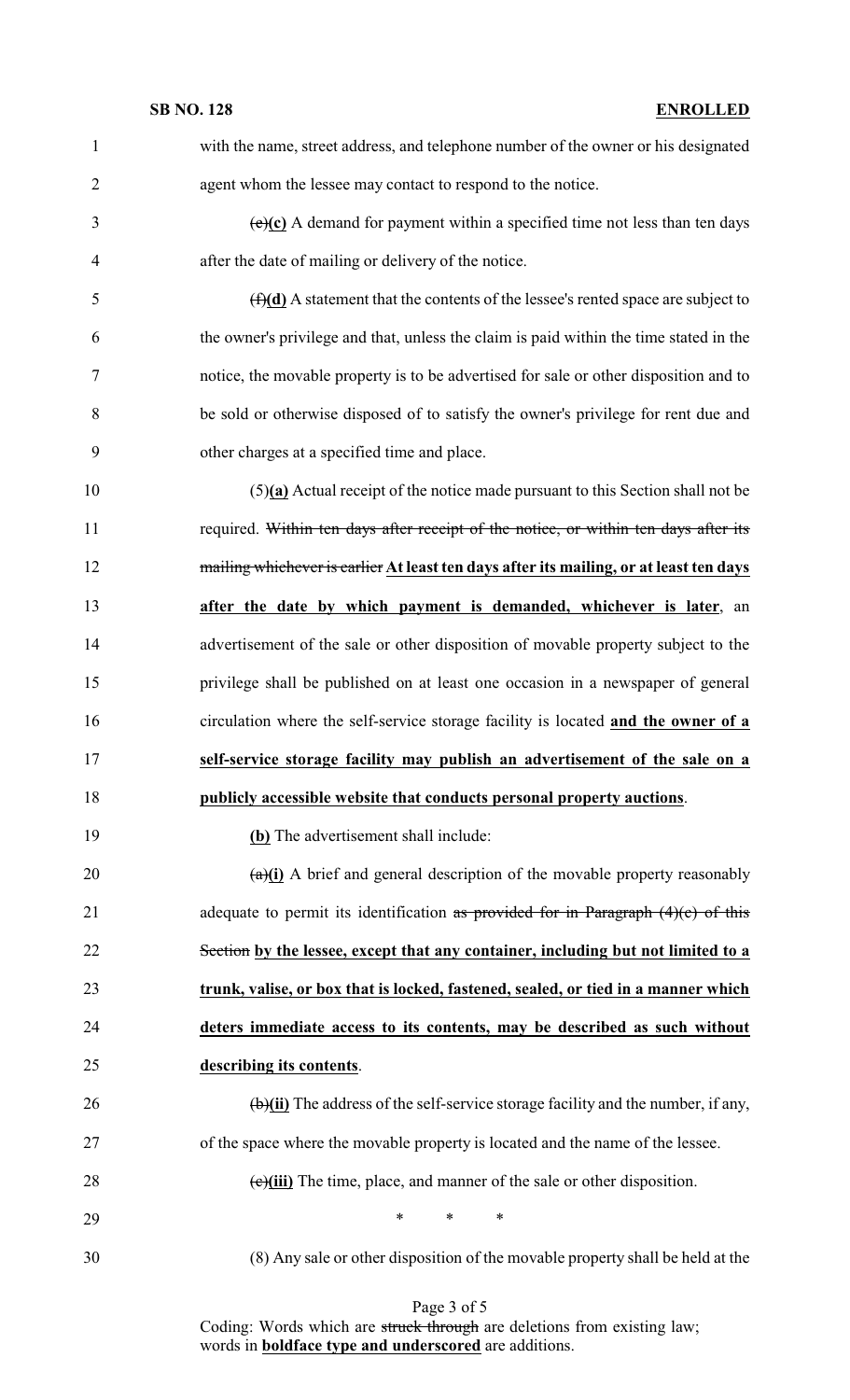with the name, street address, and telephone number of the owner or his designated agent whom the lessee may contact to respond to the notice.

~~(e)~~**(c)** A demand for payment within a specified time not less than ten days after the date of mailing or delivery of the notice.

~~(f)~~**(d)** A statement that the contents of the lessee's rented space are subject to the owner's privilege and that, unless the claim is paid within the time stated in the notice, the movable property is to be advertised for sale or other disposition and to be sold or otherwise disposed of to satisfy the owner's privilege for rent due and other charges at a specified time and place.

(5)**(a)** Actual receipt of the notice made pursuant to this Section shall not be required. ~~Within ten days after receipt of the notice, or within ten days after its mailing whichever is earlier~~ **At least ten days after its mailing, or at least ten days after the date by which payment is demanded, whichever is later**, an advertisement of the sale or other disposition of movable property subject to the privilege shall be published on at least one occasion in a newspaper of general circulation where the self-service storage facility is located **and the owner of a self-service storage facility may publish an advertisement of the sale on a publicly accessible website that conducts personal property auctions**.

**(b)** The advertisement shall include:

~~(a)~~**(i)** A brief and general description of the movable property reasonably adequate to permit its identification ~~as provided for in Paragraph (4)(c) of this Section~~ **by the lessee, except that any container, including but not limited to a trunk, valise, or box that is locked, fastened, sealed, or tied in a manner which deters immediate access to its contents, may be described as such without describing its contents**.

~~(b)~~**(ii)** The address of the self-service storage facility and the number, if any, of the space where the movable property is located and the name of the lessee.

~~(c)~~**(iii)** The time, place, and manner of the sale or other disposition.

\* \* \*

(8) Any sale or other disposition of the movable property shall be held at the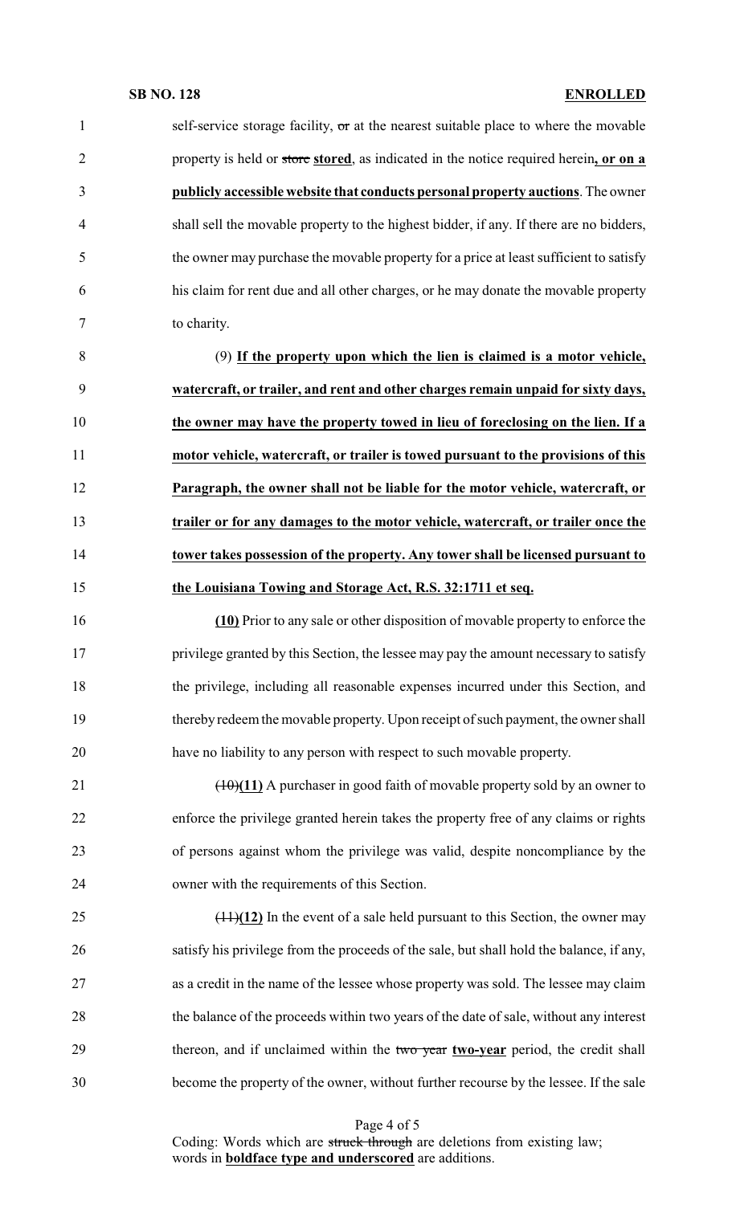self-service storage facility, ~~or~~ at the nearest suitable place to where the movable property is held or ~~store~~ **stored**, as indicated in the notice required herein**, or on a publicly accessible website that conducts personal property auctions**. The owner shall sell the movable property to the highest bidder, if any. If there are no bidders, the owner may purchase the movable property for a price at least sufficient to satisfy his claim for rent due and all other charges, or he may donate the movable property to charity.

(9) **If the property upon which the lien is claimed is a motor vehicle, watercraft, or trailer, and rent and other charges remain unpaid for sixty days, the owner may have the property towed in lieu of foreclosing on the lien. If a motor vehicle, watercraft, or trailer is towed pursuant to the provisions of this Paragraph, the owner shall not be liable for the motor vehicle, watercraft, or trailer or for any damages to the motor vehicle, watercraft, or trailer once the tower takes possession of the property. Any tower shall be licensed pursuant to the Louisiana Towing and Storage Act, R.S. 32:1711 et seq.**

**(10)** Prior to any sale or other disposition of movable property to enforce the privilege granted by this Section, the lessee may pay the amount necessary to satisfy the privilege, including all reasonable expenses incurred under this Section, and thereby redeem the movable property. Upon receipt of such payment, the owner shall have no liability to any person with respect to such movable property.

~~(10)~~**(11)** A purchaser in good faith of movable property sold by an owner to enforce the privilege granted herein takes the property free of any claims or rights of persons against whom the privilege was valid, despite noncompliance by the owner with the requirements of this Section.

~~(11)~~**(12)** In the event of a sale held pursuant to this Section, the owner may satisfy his privilege from the proceeds of the sale, but shall hold the balance, if any, as a credit in the name of the lessee whose property was sold. The lessee may claim the balance of the proceeds within two years of the date of sale, without any interest thereon, and if unclaimed within the ~~two year~~ **two-year** period, the credit shall become the property of the owner, without further recourse by the lessee. If the sale

Coding: Words which are ~~struck through~~ are deletions from existing law; words in **boldface type and underscored** are additions.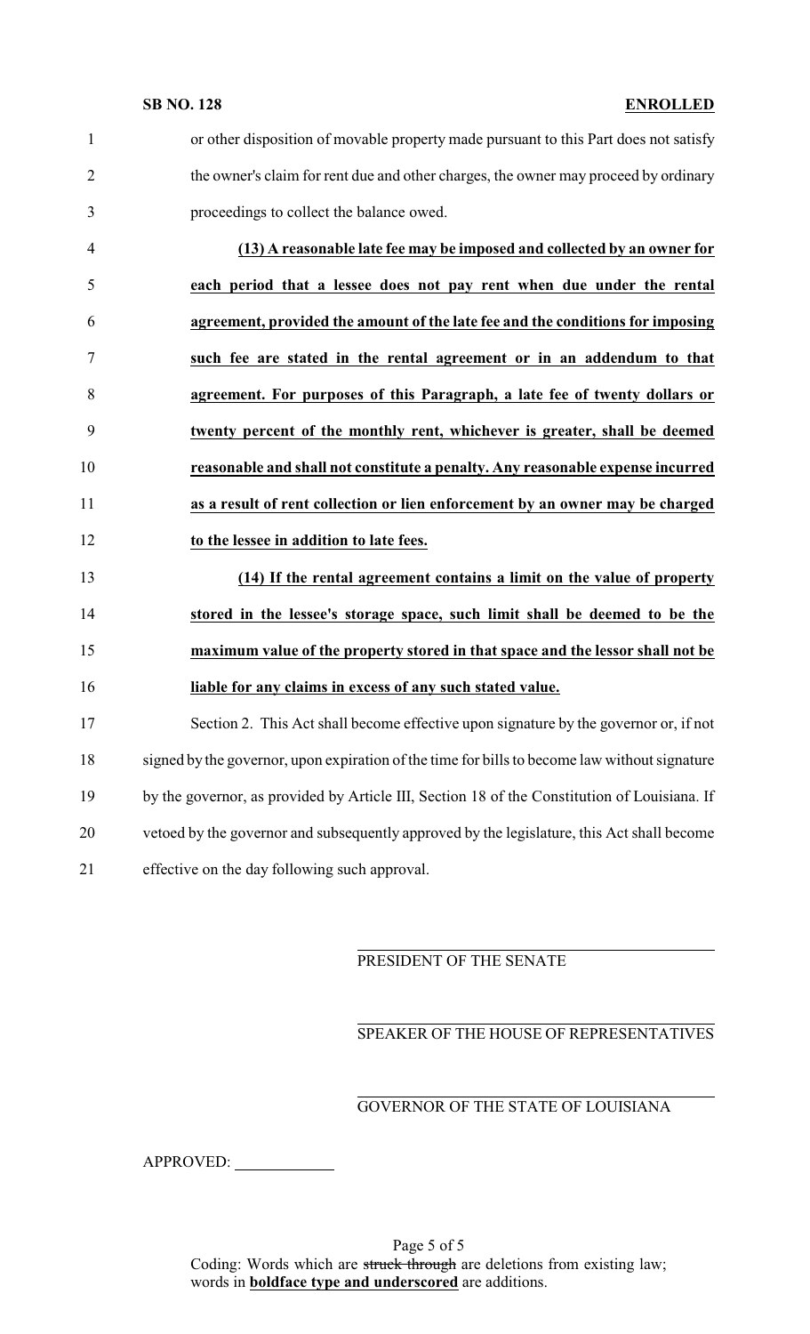or other disposition of movable property made pursuant to this Part does not satisfy the owner's claim for rent due and other charges, the owner may proceed by ordinary proceedings to collect the balance owed.

**(13) A reasonable late fee may be imposed and collected by an owner for each period that a lessee does not pay rent when due under the rental agreement, provided the amount of the late fee and the conditions for imposing such fee are stated in the rental agreement or in an addendum to that agreement. For purposes of this Paragraph, a late fee of twenty dollars or twenty percent of the monthly rent, whichever is greater, shall be deemed reasonable and shall not constitute a penalty. Any reasonable expense incurred as a result of rent collection or lien enforcement by an owner may be charged to the lessee in addition to late fees.**

**(14) If the rental agreement contains a limit on the value of property stored in the lessee's storage space, such limit shall be deemed to be the maximum value of the property stored in that space and the lessor shall not be liable for any claims in excess of any such stated value.**

Section 2. This Act shall become effective upon signature by the governor or, if not signed by the governor, upon expiration of the time for bills to become law without signature by the governor, as provided by Article III, Section 18 of the Constitution of Louisiana. If vetoed by the governor and subsequently approved by the legislature, this Act shall become effective on the day following such approval.

PRESIDENT OF THE SENATE

SPEAKER OF THE HOUSE OF REPRESENTATIVES

GOVERNOR OF THE STATE OF LOUISIANA

APPROVED: \_\_\_\_\_\_\_\_\_\_\_\_

Coding: Words which are ~~struck through~~ are deletions from existing law; words in **boldface type and underscored** are additions.